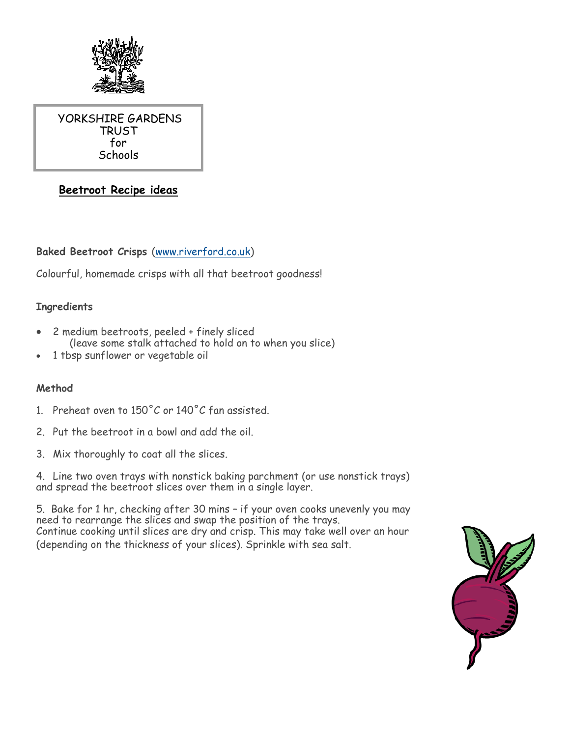YORKSHIRE GARDENS TRUST
for
Schools

# Beetroot Recipe ideas

**Baked Beetroot Crisps** (www.riverford.co.uk)

Colourful, homemade crisps with all that beetroot goodness!

**Ingredients**

- 2 medium beetroots, peeled + finely sliced
  (leave some stalk attached to hold on to when you slice)
- 1 tbsp sunflower or vegetable oil

**Method**

1. Preheat oven to 150˚C or 140˚C fan assisted.
2. Put the beetroot in a bowl and add the oil.
3. Mix thoroughly to coat all the slices.
4. Line two oven trays with nonstick baking parchment (or use nonstick trays) and spread the beetroot slices over them in a single layer.
5. Bake for 1 hr, checking after 30 mins – if your oven cooks unevenly you may need to rearrange the slices and swap the position of the trays. Continue cooking until slices are dry and crisp. This may take well over an hour (depending on the thickness of your slices). Sprinkle with sea salt.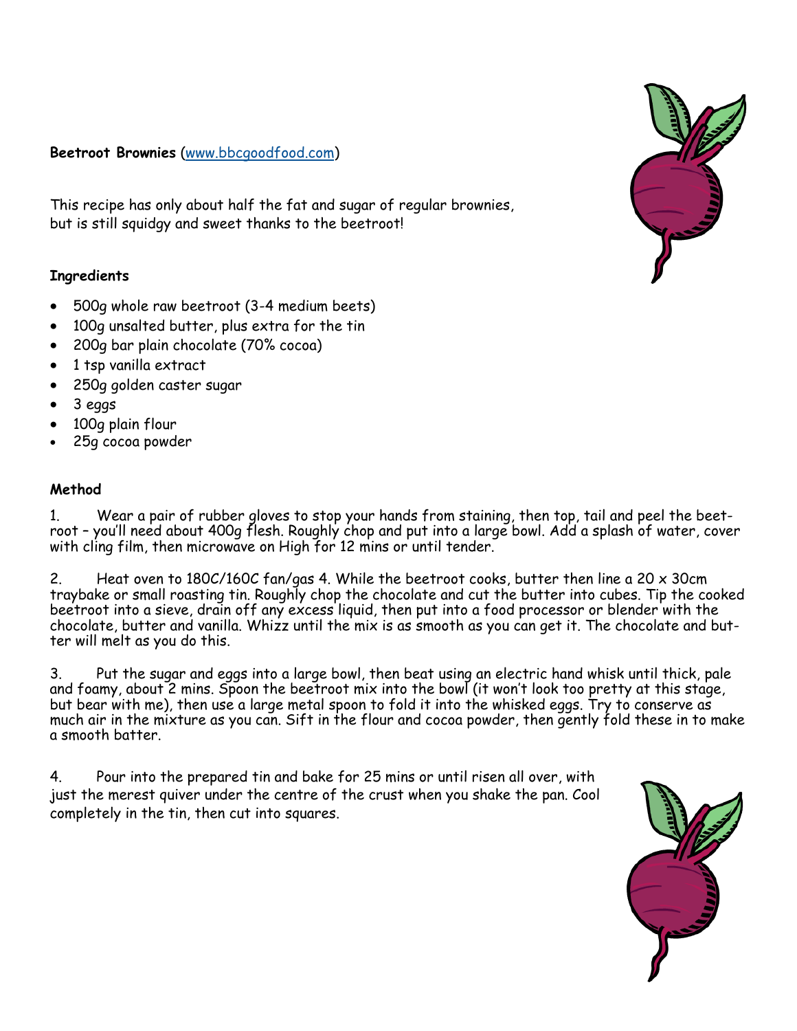**Beetroot Brownies** ([www.bbcgoodfood.com](http://www.bbcgoodfood.com))

This recipe has only about half the fat and sugar of regular brownies, but is still squidgy and sweet thanks to the beetroot!

**Ingredients**

- 500g whole raw beetroot (3-4 medium beets)
- 100g unsalted butter, plus extra for the tin
- 200g bar plain chocolate (70% cocoa)
- 1 tsp vanilla extract
- 250g golden caster sugar
- 3 eggs
- 100g plain flour
- 25g cocoa powder

**Method**

1. Wear a pair of rubber gloves to stop your hands from staining, then top, tail and peel the beetroot – you'll need about 400g flesh. Roughly chop and put into a large bowl. Add a splash of water, cover with cling film, then microwave on High for 12 mins or until tender.

2. Heat oven to 180C/160C fan/gas 4. While the beetroot cooks, butter then line a 20 x 30cm traybake or small roasting tin. Roughly chop the chocolate and cut the butter into cubes. Tip the cooked beetroot into a sieve, drain off any excess liquid, then put into a food processor or blender with the chocolate, butter and vanilla. Whizz until the mix is as smooth as you can get it. The chocolate and butter will melt as you do this.

3. Put the sugar and eggs into a large bowl, then beat using an electric hand whisk until thick, pale and foamy, about 2 mins. Spoon the beetroot mix into the bowl (it won't look too pretty at this stage, but bear with me), then use a large metal spoon to fold it into the whisked eggs. Try to conserve as much air in the mixture as you can. Sift in the flour and cocoa powder, then gently fold these in to make a smooth batter.

4. Pour into the prepared tin and bake for 25 mins or until risen all over, with just the merest quiver under the centre of the crust when you shake the pan. Cool completely in the tin, then cut into squares.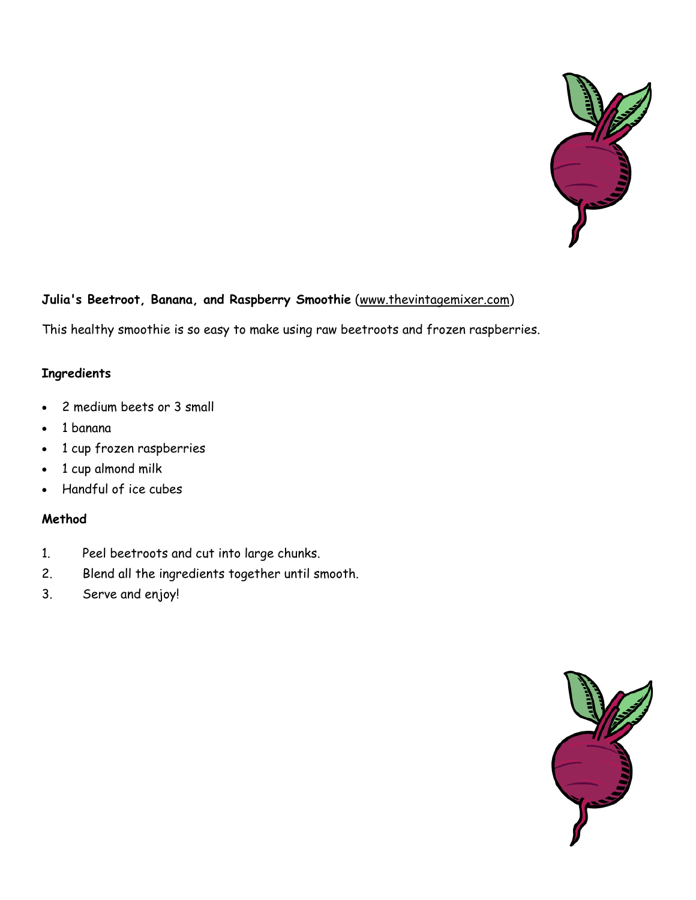**Julia's Beetroot, Banana, and Raspberry Smoothie** (www.thevintagemixer.com)

This healthy smoothie is so easy to make using raw beetroots and frozen raspberries.

**Ingredients**

- 2 medium beets or 3 small
- 1 banana
- 1 cup frozen raspberries
- 1 cup almond milk
- Handful of ice cubes

**Method**

1. Peel beetroots and cut into large chunks.
2. Blend all the ingredients together until smooth.
3. Serve and enjoy!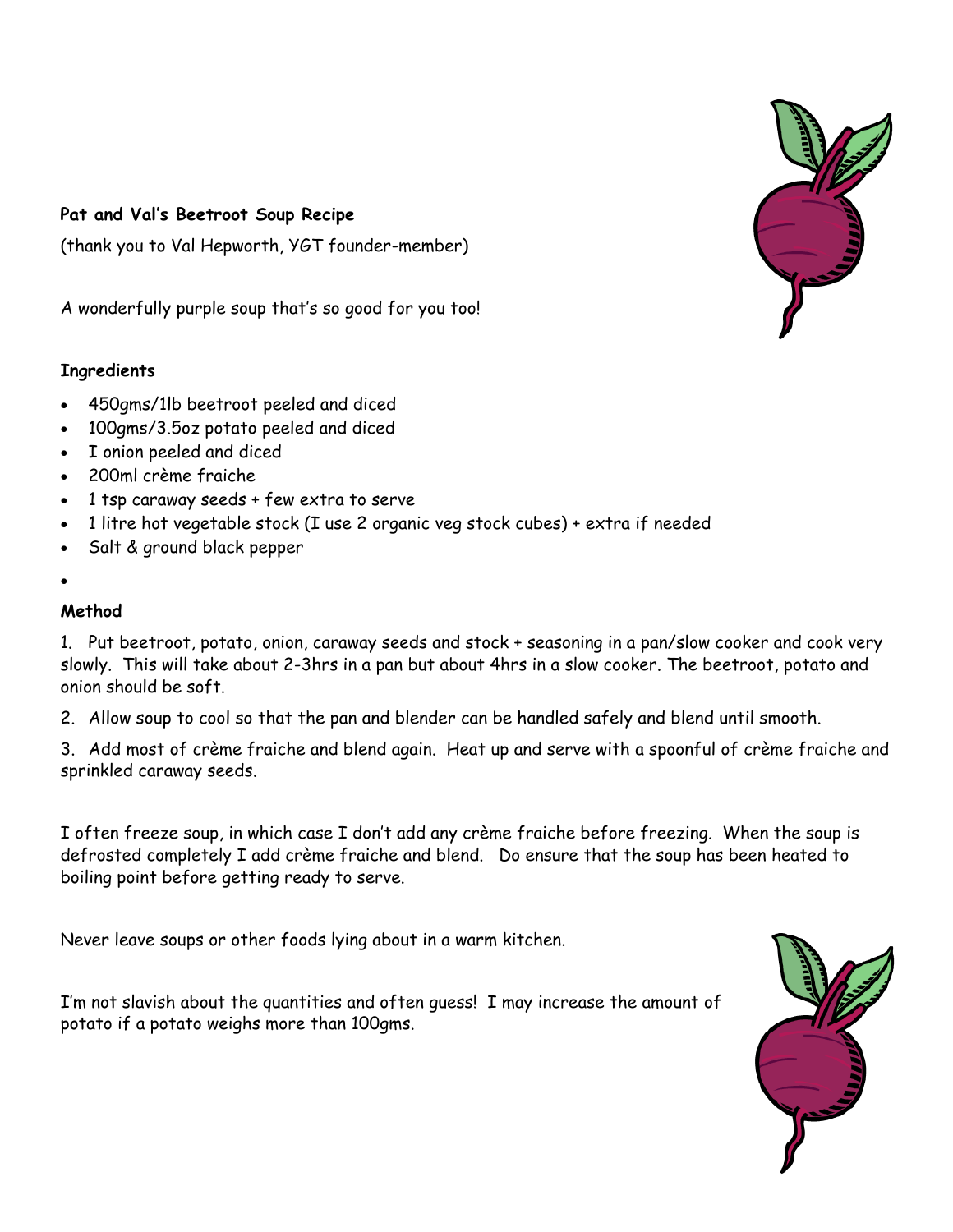**Pat and Val's Beetroot Soup Recipe**

(thank you to Val Hepworth, YGT founder-member)

A wonderfully purple soup that's so good for you too!

**Ingredients**

- 450gms/1lb beetroot peeled and diced
- 100gms/3.5oz potato peeled and diced
- I onion peeled and diced
- 200ml crème fraiche
- 1 tsp caraway seeds + few extra to serve
- 1 litre hot vegetable stock (I use 2 organic veg stock cubes) + extra if needed
- Salt & ground black pepper

**Method**

1. Put beetroot, potato, onion, caraway seeds and stock + seasoning in a pan/slow cooker and cook very slowly. This will take about 2-3hrs in a pan but about 4hrs in a slow cooker. The beetroot, potato and onion should be soft.
2. Allow soup to cool so that the pan and blender can be handled safely and blend until smooth.
3. Add most of crème fraiche and blend again. Heat up and serve with a spoonful of crème fraiche and sprinkled caraway seeds.

I often freeze soup, in which case I don't add any crème fraiche before freezing. When the soup is defrosted completely I add crème fraiche and blend. Do ensure that the soup has been heated to boiling point before getting ready to serve.

Never leave soups or other foods lying about in a warm kitchen.

I'm not slavish about the quantities and often guess! I may increase the amount of potato if a potato weighs more than 100gms.